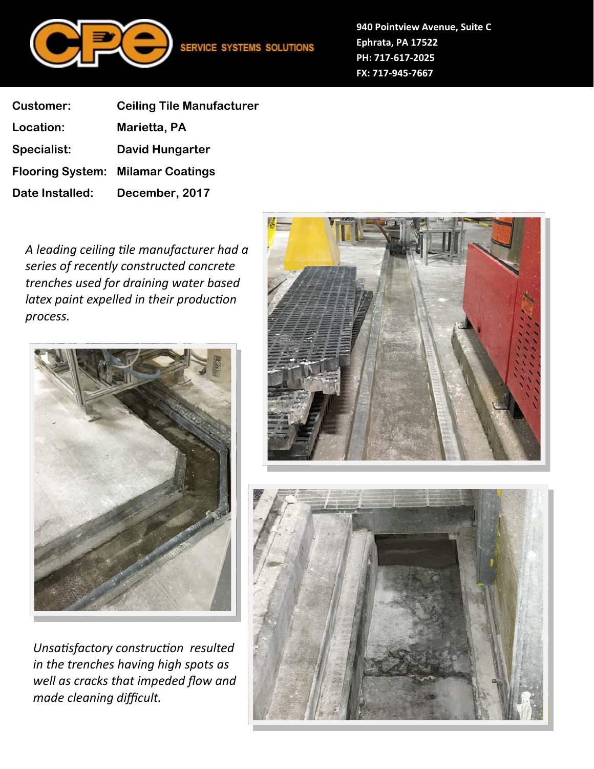**CPE** SERVICE SYSTEMS SOLUTIONS

940 Pointview Avenue, Suite C
Ephrata, PA 17522
PH: 717-617-2025
FX: 717-945-7667

| | |
|---|---|
| **Customer:** | **Ceiling Tile Manufacturer** |
| **Location:** | **Marietta, PA** |
| **Specialist:** | **David Hungarter** |
| **Flooring System:** | **Milamar Coatings** |
| **Date Installed:** | **December, 2017** |

*A leading ceiling tile manufacturer had a series of recently constructed concrete trenches used for draining water based latex paint expelled in their production process.*

*Unsatisfactory construction resulted in the trenches having high spots as well as cracks that impeded flow and made cleaning difficult.*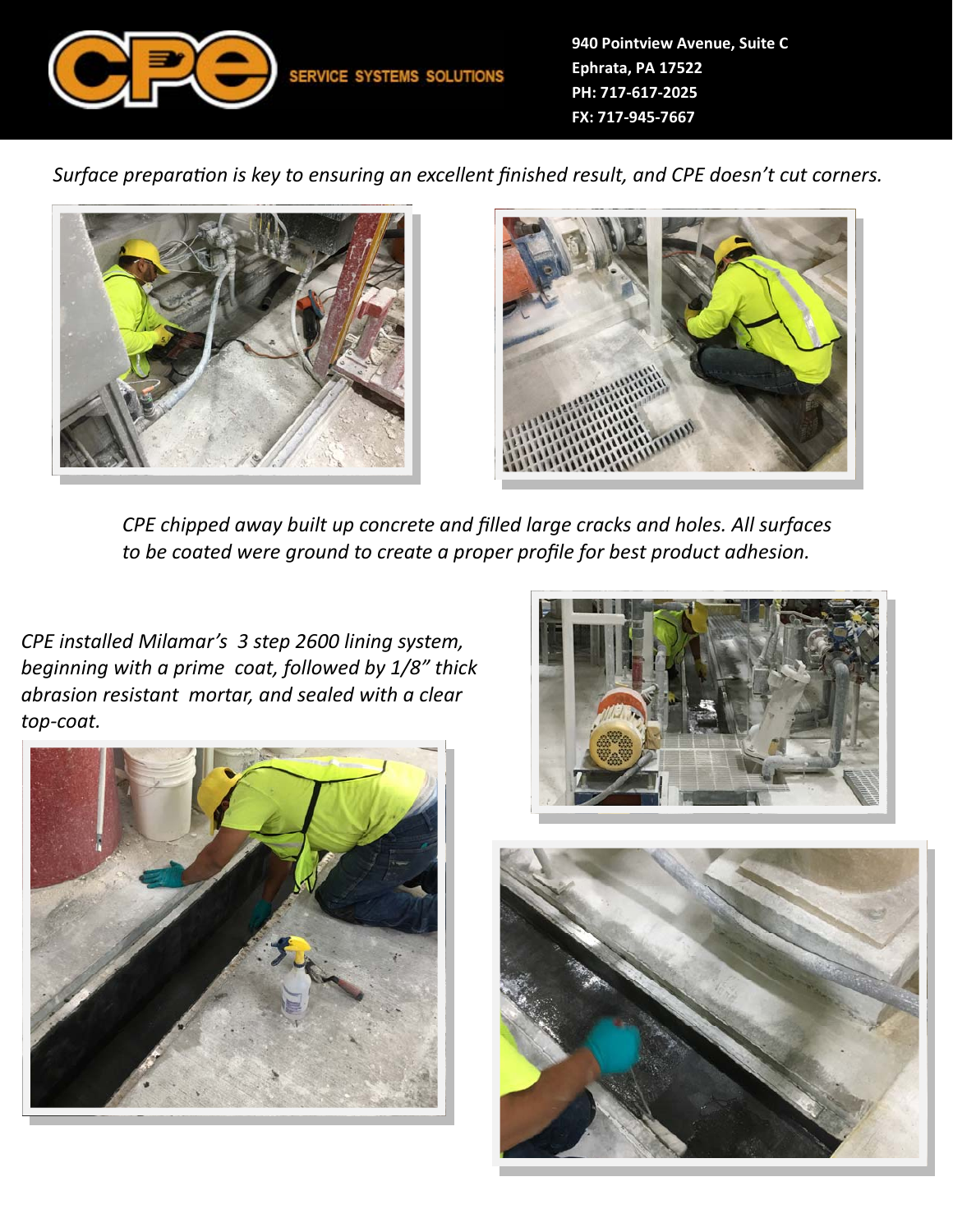940 Pointview Avenue, Suite C
Ephrata, PA 17522
PH: 717-617-2025
FX: 717-945-7667

SERVICE SYSTEMS SOLUTIONS

*Surface preparation is key to ensuring an excellent finished result, and CPE doesn't cut corners.*

*CPE chipped away built up concrete and filled large cracks and holes. All surfaces to be coated were ground to create a proper profile for best product adhesion.*

*CPE installed Milamar's 3 step 2600 lining system, beginning with a prime coat, followed by 1/8" thick abrasion resistant mortar, and sealed with a clear top-coat.*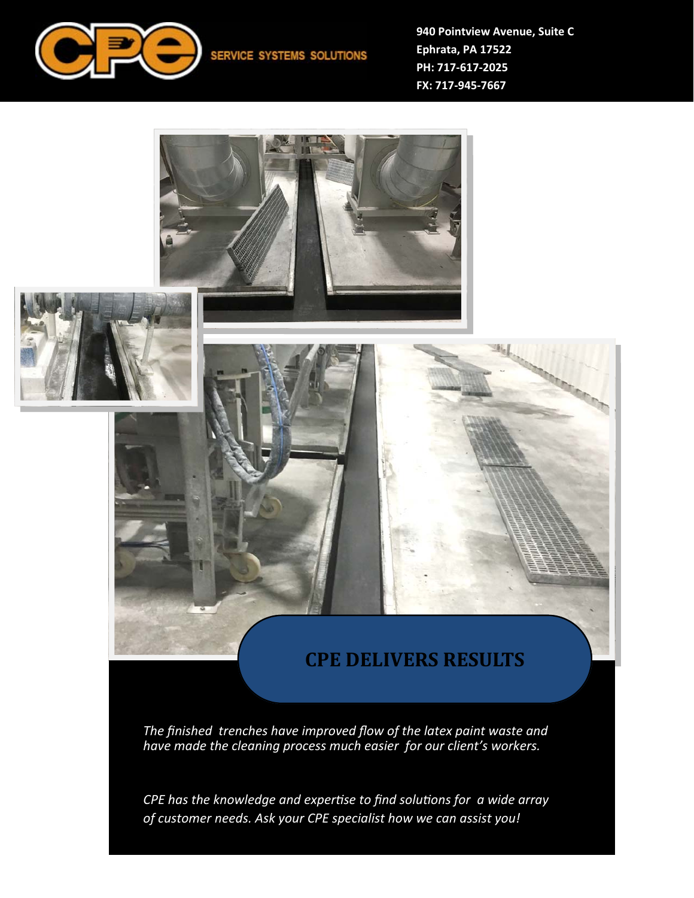SERVICE SYSTEMS SOLUTIONS

**940 Pointview Avenue, Suite C**
**Ephrata, PA 17522**
**PH: 717-617-2025**
**FX: 717-945-7667**

## CPE DELIVERS RESULTS

*The finished trenches have improved flow of the latex paint waste and have made the cleaning process much easier for our client's workers.*

*CPE has the knowledge and expertise to find solutions for a wide array of customer needs. Ask your CPE specialist how we can assist you!*